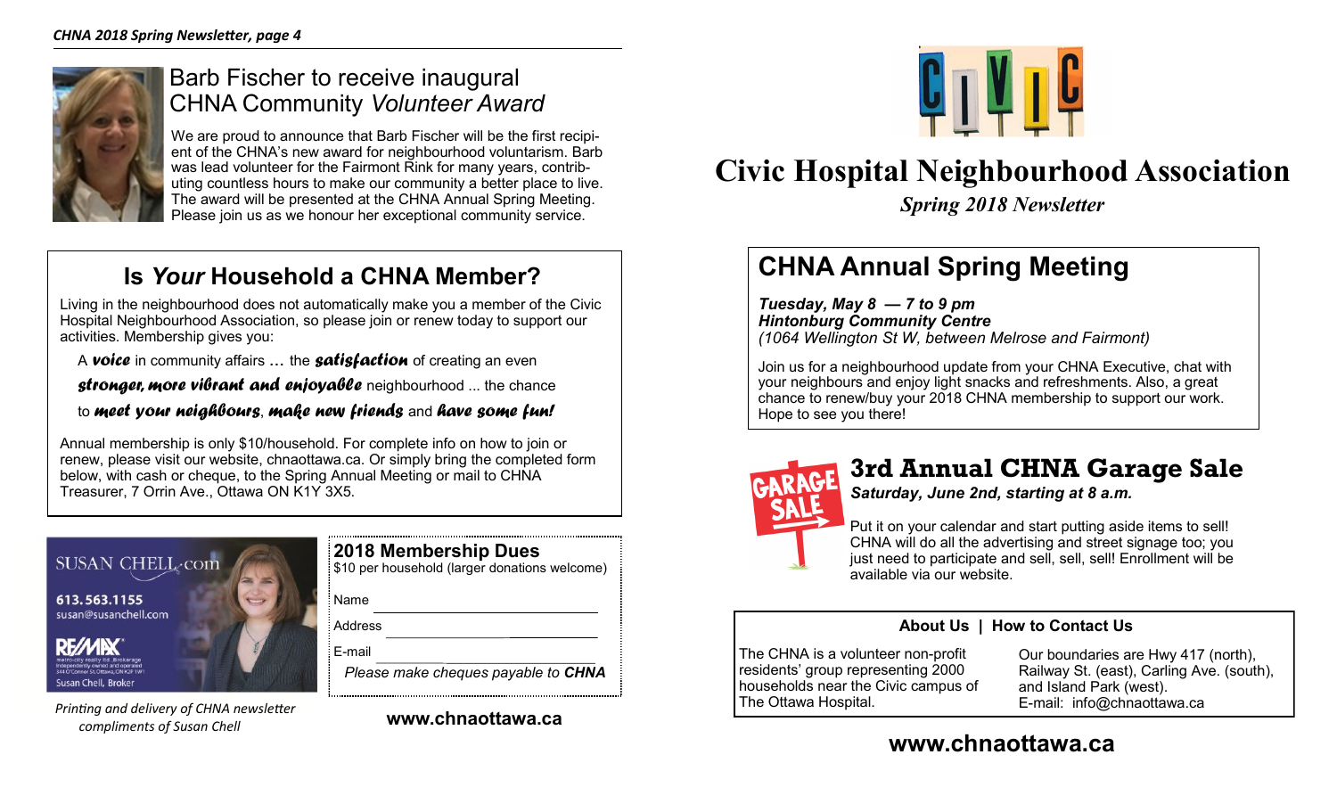## Barb Fischer to receive inaugural CHNA Community *Volunteer Award*

We are proud to announce that Barb Fischer will be the first recipient of the CHNA's new award for neighbourhood voluntarism. Barb was lead volunteer for the Fairmont Rink for many years, contributing countless hours to make our community a better place to live. The award will be presented at the CHNA Annual Spring Meeting. Please join us as we honour her exceptional community service.

## Is *Your* Household a CHNA Member?

Living in the neighbourhood does not automatically make you a member of the Civic Hospital Neighbourhood Association, so please join or renew today to support our activities. Membership gives you:

A ***voice*** in community affairs … the ***satisfaction*** of creating an even ***stronger, more vibrant and enjoyable*** neighbourhood ... the chance to ***meet your neighbours***, ***make new friends*** and ***have some fun!***

Annual membership is only $10/household. For complete info on how to join or renew, please visit our website, chnaottawa.ca. Or simply bring the completed form below, with cash or cheque, to the Spring Annual Meeting or mail to CHNA Treasurer, 7 Orrin Ave., Ottawa ON K1Y 3X5.

SUSAN CHELL.com
613.563.1155
susan@susanchell.com
RE/MAX
Susan Chell, Broker

*Printing and delivery of CHNA newsletter compliments of Susan Chell*

### 2018 Membership Dues

$10 per household (larger donations welcome)

Name ____________________

Address ____________________

E-mail ____________________

*Please make cheques payable to **CHNA***

**www.chnaottawa.ca**

CIVIC

# Civic Hospital Neighbourhood Association

***Spring 2018 Newsletter***

## CHNA Annual Spring Meeting

***Tuesday, May 8 — 7 to 9 pm***
***Hintonburg Community Centre***
*(1064 Wellington St W, between Melrose and Fairmont)*

Join us for a neighbourhood update from your CHNA Executive, chat with your neighbours and enjoy light snacks and refreshments. Also, a great chance to renew/buy your 2018 CHNA membership to support our work. Hope to see you there!

## 3rd Annual CHNA Garage Sale

***Saturday, June 2nd, starting at 8 a.m.***

Put it on your calendar and start putting aside items to sell! CHNA will do all the advertising and street signage too; you just need to participate and sell, sell, sell! Enrollment will be available via our website.

### About Us | How to Contact Us

The CHNA is a volunteer non-profit residents' group representing 2000 households near the Civic campus of The Ottawa Hospital.

Our boundaries are Hwy 417 (north), Railway St. (east), Carling Ave. (south), and Island Park (west).
E-mail: info@chnaottawa.ca

**www.chnaottawa.ca**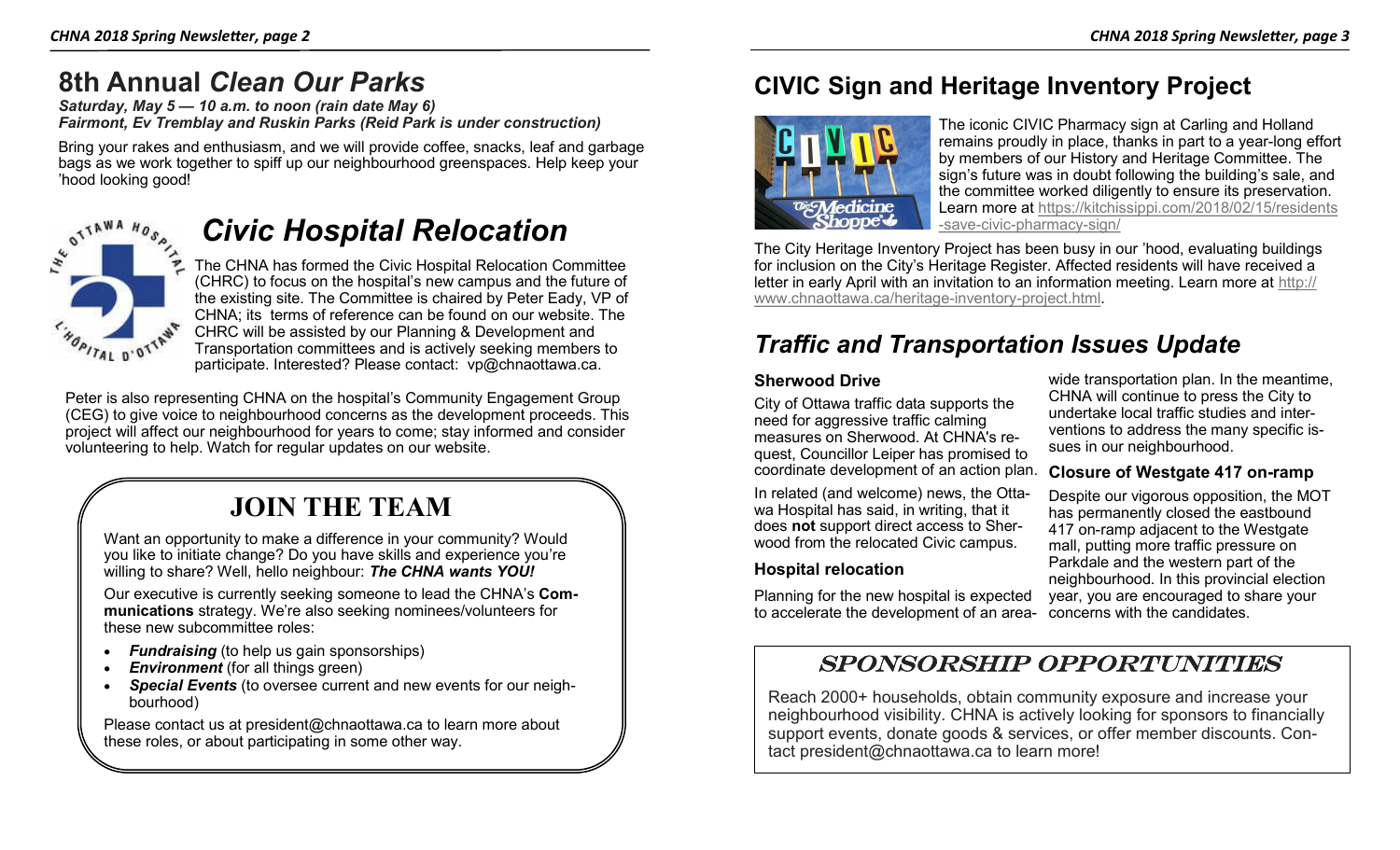## 8th Annual *Clean Our Parks*

***Saturday, May 5 — 10 a.m. to noon (rain date May 6)***
***Fairmont, Ev Tremblay and Ruskin Parks (Reid Park is under construction)***

Bring your rakes and enthusiasm, and we will provide coffee, snacks, leaf and garbage bags as we work together to spiff up our neighbourhood greenspaces. Help keep your 'hood looking good!

## *Civic Hospital Relocation*

The CHNA has formed the Civic Hospital Relocation Committee (CHRC) to focus on the hospital's new campus and the future of the existing site. The Committee is chaired by Peter Eady, VP of CHNA; its terms of reference can be found on our website. The CHRC will be assisted by our Planning & Development and Transportation committees and is actively seeking members to participate. Interested? Please contact: vp@chnaottawa.ca.

Peter is also representing CHNA on the hospital's Community Engagement Group (CEG) to give voice to neighbourhood concerns as the development proceeds. This project will affect our neighbourhood for years to come; stay informed and consider volunteering to help. Watch for regular updates on our website.

## JOIN THE TEAM

Want an opportunity to make a difference in your community? Would you like to initiate change? Do you have skills and experience you're willing to share? Well, hello neighbour: ***The CHNA wants YOU!***

Our executive is currently seeking someone to lead the CHNA's **Communications** strategy. We're also seeking nominees/volunteers for these new subcommittee roles:

- ***Fundraising*** (to help us gain sponsorships)
- ***Environment*** (for all things green)
- ***Special Events*** (to oversee current and new events for our neighbourhood)

Please contact us at president@chnaottawa.ca to learn more about these roles, or about participating in some other way.

## CIVIC Sign and Heritage Inventory Project

The iconic CIVIC Pharmacy sign at Carling and Holland remains proudly in place, thanks in part to a year-long effort by members of our History and Heritage Committee. The sign's future was in doubt following the building's sale, and the committee worked diligently to ensure its preservation. Learn more at https://kitchissippi.com/2018/02/15/residents-save-civic-pharmacy-sign/

The City Heritage Inventory Project has been busy in our 'hood, evaluating buildings for inclusion on the City's Heritage Register. Affected residents will have received a letter in early April with an invitation to an information meeting. Learn more at http://www.chnaottawa.ca/heritage-inventory-project.html.

## *Traffic and Transportation Issues Update*

### Sherwood Drive

City of Ottawa traffic data supports the need for aggressive traffic calming measures on Sherwood. At CHNA's request, Councillor Leiper has promised to coordinate development of an action plan.

In related (and welcome) news, the Ottawa Hospital has said, in writing, that it does **not** support direct access to Sherwood from the relocated Civic campus.

### Hospital relocation

Planning for the new hospital is expected to accelerate the development of an area-wide transportation plan. In the meantime, CHNA will continue to press the City to undertake local traffic studies and interventions to address the many specific issues in our neighbourhood.

### Closure of Westgate 417 on-ramp

Despite our vigorous opposition, the MOT has permanently closed the eastbound 417 on-ramp adjacent to the Westgate mall, putting more traffic pressure on Parkdale and the western part of the neighbourhood. In this provincial election year, you are encouraged to share your concerns with the candidates.

## *SPONSORSHIP OPPORTUNITIES*

Reach 2000+ households, obtain community exposure and increase your neighbourhood visibility. CHNA is actively looking for sponsors to financially support events, donate goods & services, or offer member discounts. Contact president@chnaottawa.ca to learn more!